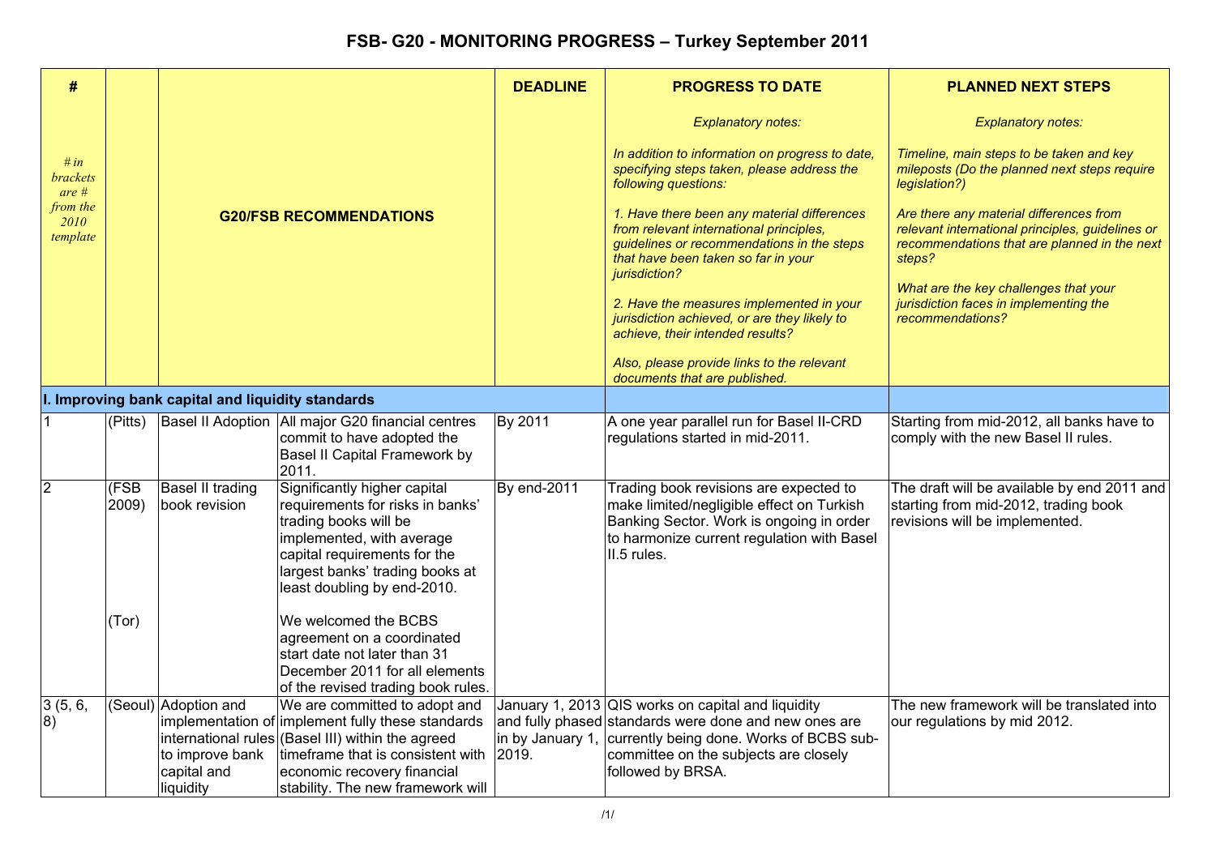# FSB- G20 - MONITORING PROGRESS – Turkey September 2011

| # | | | G20/FSB RECOMMENDATIONS | DEADLINE | PROGRESS TO DATE | PLANNED NEXT STEPS |
|---|---|---|---|---|---|---|
| *# in brackets are # from the 2010 template* | | | | | *Explanatory notes:* *In addition to information on progress to date, specifying steps taken, please address the following questions:* *1. Have there been any material differences from relevant international principles, guidelines or recommendations in the steps that have been taken so far in your jurisdiction?* *2. Have the measures implemented in your jurisdiction achieved, or are they likely to achieve, their intended results?* *Also, please provide links to the relevant documents that are published.* | *Explanatory notes:* *Timeline, main steps to be taken and key mileposts (Do the planned next steps require legislation?)* *Are there any material differences from relevant international principles, guidelines or recommendations that are planned in the next steps?* *What are the key challenges that your jurisdiction faces in implementing the recommendations?* |
| **I. Improving bank capital and liquidity standards** | | | | | | |
| 1 | (Pitts) | Basel II Adoption | All major G20 financial centres commit to have adopted the Basel II Capital Framework by 2011. | By 2011 | A one year parallel run for Basel II-CRD regulations started in mid-2011. | Starting from mid-2012, all banks have to comply with the new Basel II rules. |
| 2 | (FSB 2009) (Tor) | Basel II trading book revision | Significantly higher capital requirements for risks in banks' trading books will be implemented, with average capital requirements for the largest banks' trading books at least doubling by end-2010. We welcomed the BCBS agreement on a coordinated start date not later than 31 December 2011 for all elements of the revised trading book rules. | By end-2011 | Trading book revisions are expected to make limited/negligible effect on Turkish Banking Sector. Work is ongoing in order to harmonize current regulation with Basel II.5 rules. | The draft will be available by end 2011 and starting from mid-2012, trading book revisions will be implemented. |
| 3 (5, 6, 8) | (Seoul) | Adoption and implementation of international rules to improve bank capital and liquidity | We are committed to adopt and implement fully these standards (Basel III) within the agreed timeframe that is consistent with economic recovery financial stability. The new framework will | January 1, 2013 and fully phased in by January 1, 2019. | QIS works on capital and liquidity standards were done and new ones are currently being done. Works of BCBS sub-committee on the subjects are closely followed by BRSA. | The new framework will be translated into our regulations by mid 2012. |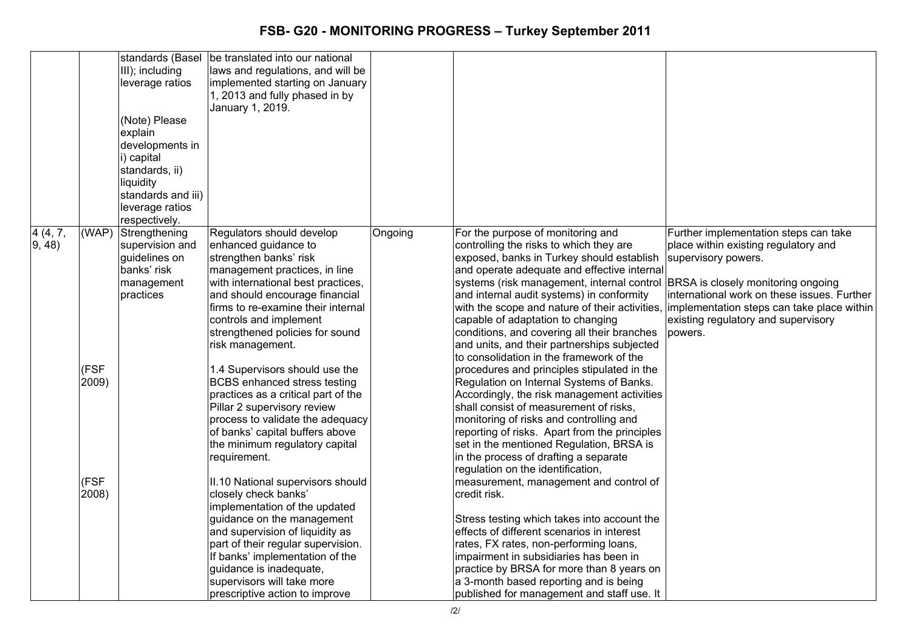| | | standards (Basel III); including leverage ratios<br><br>(Note) Please explain developments in i) capital standards, ii) liquidity standards and iii) leverage ratios respectively. | be translated into our national laws and regulations, and will be implemented starting on January 1, 2013 and fully phased in by January 1, 2019. | | | |
|---|---|---|---|---|---|---|
| 4 (4, 7, 9, 48) | (WAP)<br><br>(FSF 2009)<br><br>(FSF 2008) | Strengthening supervision and guidelines on banks' risk management practices | Regulators should develop enhanced guidance to strengthen banks' risk management practices, in line with international best practices, and should encourage financial firms to re-examine their internal controls and implement strengthened policies for sound risk management.<br><br>1.4 Supervisors should use the BCBS enhanced stress testing practices as a critical part of the Pillar 2 supervisory review process to validate the adequacy of banks' capital buffers above the minimum regulatory capital requirement.<br><br>II.10 National supervisors should closely check banks' implementation of the updated guidance on the management and supervision of liquidity as part of their regular supervision. If banks' implementation of the guidance is inadequate, supervisors will take more prescriptive action to improve | Ongoing | For the purpose of monitoring and controlling the risks to which they are exposed, banks in Turkey should establish and operate adequate and effective internal systems (risk management, internal control and internal audit systems) in conformity with the scope and nature of their activities, capable of adaptation to changing conditions, and covering all their branches and units, and their partnerships subjected to consolidation in the framework of the procedures and principles stipulated in the Regulation on Internal Systems of Banks. Accordingly, the risk management activities shall consist of measurement of risks, monitoring of risks and controlling and reporting of risks. Apart from the principles set in the mentioned Regulation, BRSA is in the process of drafting a separate regulation on the identification, measurement, management and control of credit risk.<br><br>Stress testing which takes into account the effects of different scenarios in interest rates, FX rates, non-performing loans, impairment in subsidiaries has been in practice by BRSA for more than 8 years on a 3-month based reporting and is being published for management and staff use. It | Further implementation steps can take place within existing regulatory and supervisory powers.<br><br>BRSA is closely monitoring ongoing international work on these issues. Further implementation steps can take place within existing regulatory and supervisory powers. |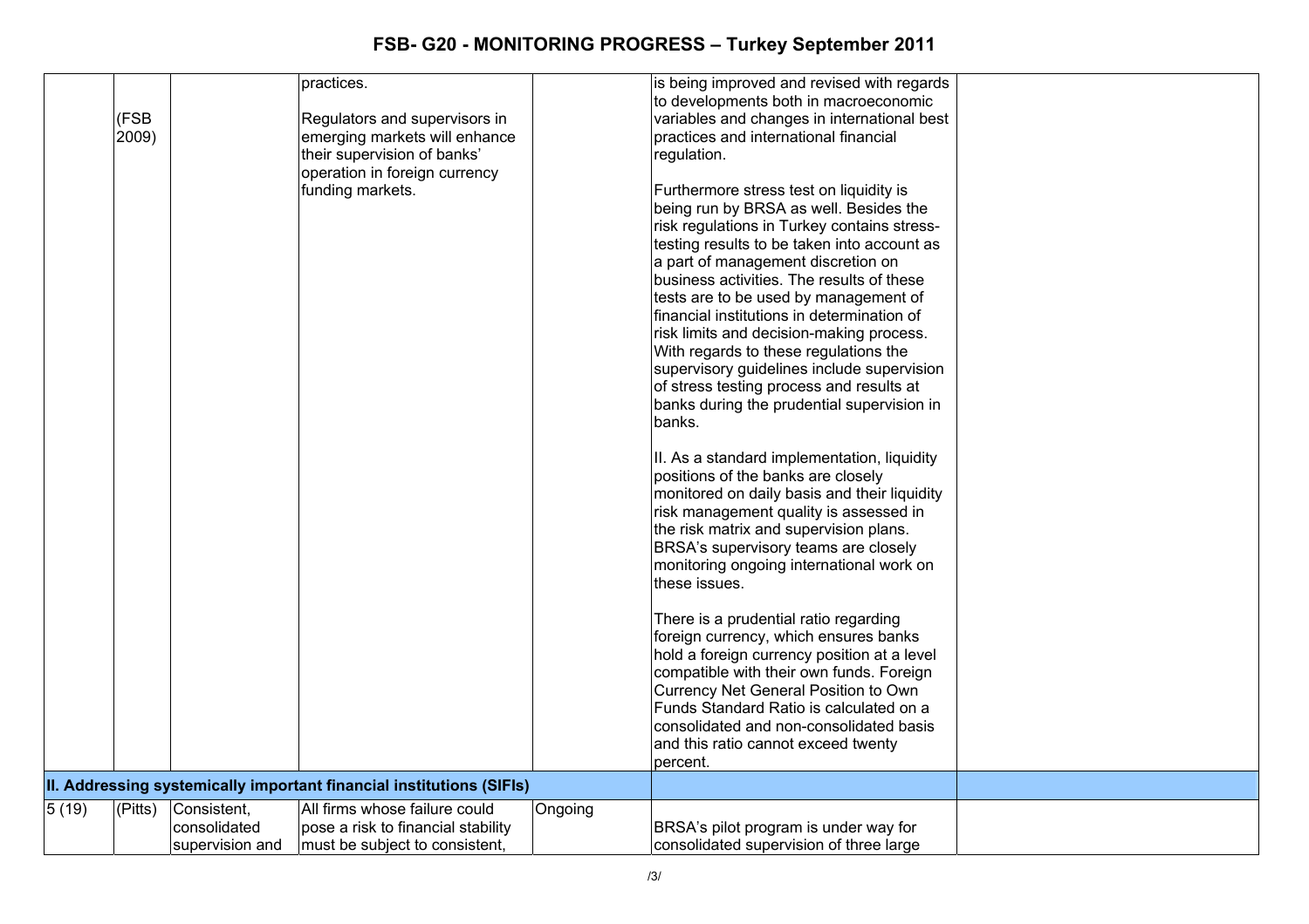| | | | | | | |
|---|---|---|---|---|---|---|
| | (FSB 2009) | | practices.<br><br>Regulators and supervisors in emerging markets will enhance their supervision of banks' operation in foreign currency funding markets. | | is being improved and revised with regards to developments both in macroeconomic variables and changes in international best practices and international financial regulation.<br><br>Furthermore stress test on liquidity is being run by BRSA as well. Besides the risk regulations in Turkey contains stress-testing results to be taken into account as a part of management discretion on business activities. The results of these tests are to be used by management of financial institutions in determination of risk limits and decision-making process. With regards to these regulations the supervisory guidelines include supervision of stress testing process and results at banks during the prudential supervision in banks.<br><br>II. As a standard implementation, liquidity positions of the banks are closely monitored on daily basis and their liquidity risk management quality is assessed in the risk matrix and supervision plans. BRSA's supervisory teams are closely monitoring ongoing international work on these issues.<br><br>There is a prudential ratio regarding foreign currency, which ensures banks hold a foreign currency position at a level compatible with their own funds. Foreign Currency Net General Position to Own Funds Standard Ratio is calculated on a consolidated and non-consolidated basis and this ratio cannot exceed twenty percent. | |
| **II. Addressing systemically important financial institutions (SIFIs)** | | | | | | |
| 5 (19) | (Pitts) | Consistent, consolidated supervision and | All firms whose failure could pose a risk to financial stability must be subject to consistent, | Ongoing | BRSA's pilot program is under way for consolidated supervision of three large | |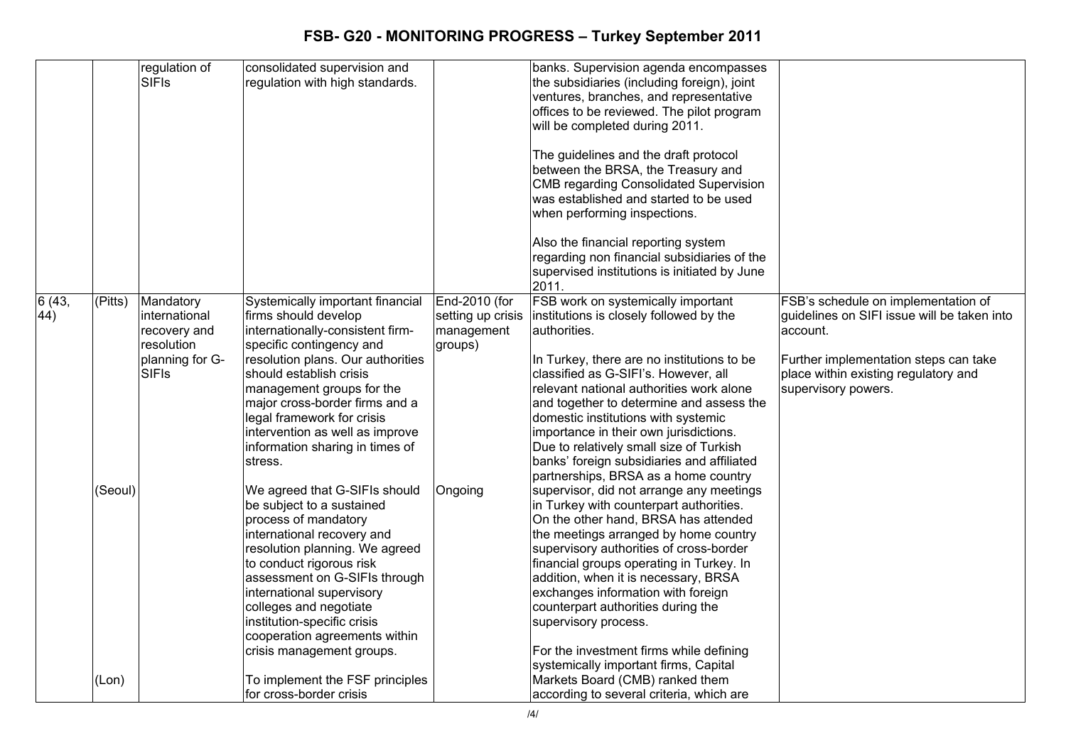| | | | | | | |
|---|---|---|---|---|---|---|
| | | regulation of SIFIs | consolidated supervision and regulation with high standards. | | banks. Supervision agenda encompasses the subsidiaries (including foreign), joint ventures, branches, and representative offices to be reviewed. The pilot program will be completed during 2011.<br><br>The guidelines and the draft protocol between the BRSA, the Treasury and CMB regarding Consolidated Supervision was established and started to be used when performing inspections.<br><br>Also the financial reporting system regarding non financial subsidiaries of the supervised institutions is initiated by June 2011. | |
| 6 (43, 44) | (Pitts)<br><br><br><br><br><br><br><br>(Seoul)<br><br><br><br><br><br><br><br><br><br><br>(Lon) | Mandatory international recovery and resolution planning for G-SIFIs | Systemically important financial firms should develop internationally-consistent firm-specific contingency and resolution plans. Our authorities should establish crisis management groups for the major cross-border firms and a legal framework for crisis intervention as well as improve information sharing in times of stress.<br><br>We agreed that G-SIFIs should be subject to a sustained process of mandatory international recovery and resolution planning. We agreed to conduct rigorous risk assessment on G-SIFIs through international supervisory colleges and negotiate institution-specific crisis cooperation agreements within crisis management groups.<br><br>To implement the FSF principles for cross-border crisis | End-2010 (for setting up crisis management groups)<br><br><br><br><br><br><br>Ongoing | FSB work on systemically important institutions is closely followed by the authorities.<br><br>In Turkey, there are no institutions to be classified as G-SIFI's. However, all relevant national authorities work alone and together to determine and assess the domestic institutions with systemic importance in their own jurisdictions. Due to relatively small size of Turkish banks' foreign subsidiaries and affiliated partnerships, BRSA as a home country supervisor, did not arrange any meetings in Turkey with counterpart authorities. On the other hand, BRSA has attended the meetings arranged by home country supervisory authorities of cross-border financial groups operating in Turkey. In addition, when it is necessary, BRSA exchanges information with foreign counterpart authorities during the supervisory process.<br><br>For the investment firms while defining systemically important firms, Capital Markets Board (CMB) ranked them according to several criteria, which are | FSB's schedule on implementation of guidelines on SIFI issue will be taken into account.<br><br>Further implementation steps can take place within existing regulatory and supervisory powers. |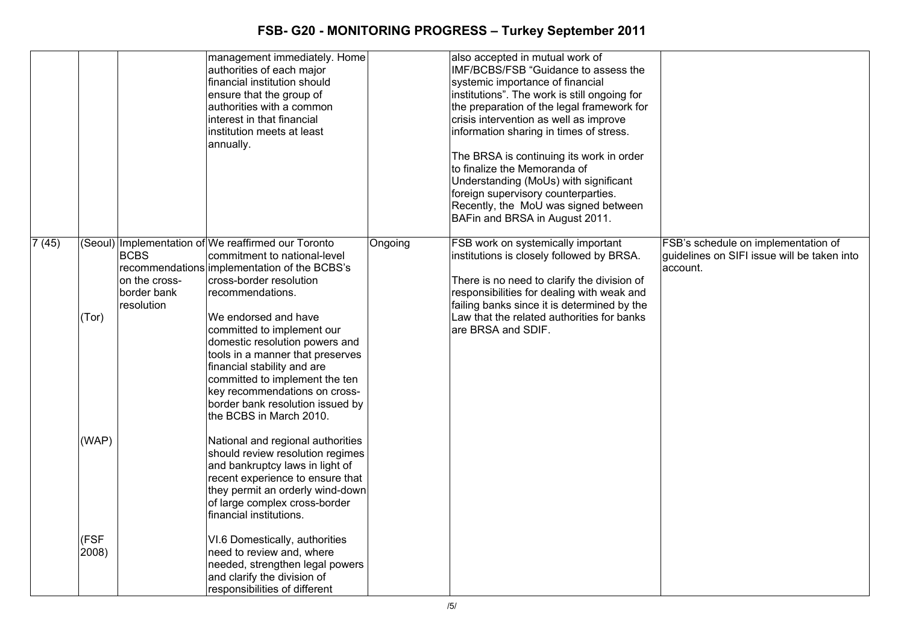| | | | | | | |
|---|---|---|---|---|---|---|
| | | | management immediately. Home authorities of each major financial institution should ensure that the group of authorities with a common interest in that financial institution meets at least annually. | | also accepted in mutual work of IMF/BCBS/FSB "Guidance to assess the systemic importance of financial institutions". The work is still ongoing for the preparation of the legal framework for crisis intervention as well as improve information sharing in times of stress.<br><br>The BRSA is continuing its work in order to finalize the Memoranda of Understanding (MoUs) with significant foreign supervisory counterparties. Recently, the MoU was signed between BAFin and BRSA in August 2011. | |
| 7 (45) | (Seoul)<br><br>(Tor)<br><br>(WAP)<br><br>(FSF 2008) | Implementation of BCBS recommendations on the cross-border bank resolution | We reaffirmed our Toronto commitment to national-level implementation of the BCBS's cross-border resolution recommendations.<br><br>We endorsed and have committed to implement our domestic resolution powers and tools in a manner that preserves financial stability and are committed to implement the ten key recommendations on cross-border bank resolution issued by the BCBS in March 2010.<br><br>National and regional authorities should review resolution regimes and bankruptcy laws in light of recent experience to ensure that they permit an orderly wind-down of large complex cross-border financial institutions.<br><br>VI.6 Domestically, authorities need to review and, where needed, strengthen legal powers and clarify the division of responsibilities of different | Ongoing | FSB work on systemically important institutions is closely followed by BRSA.<br><br>There is no need to clarify the division of responsibilities for dealing with weak and failing banks since it is determined by the Law that the related authorities for banks are BRSA and SDIF. | FSB's schedule on implementation of guidelines on SIFI issue will be taken into account. |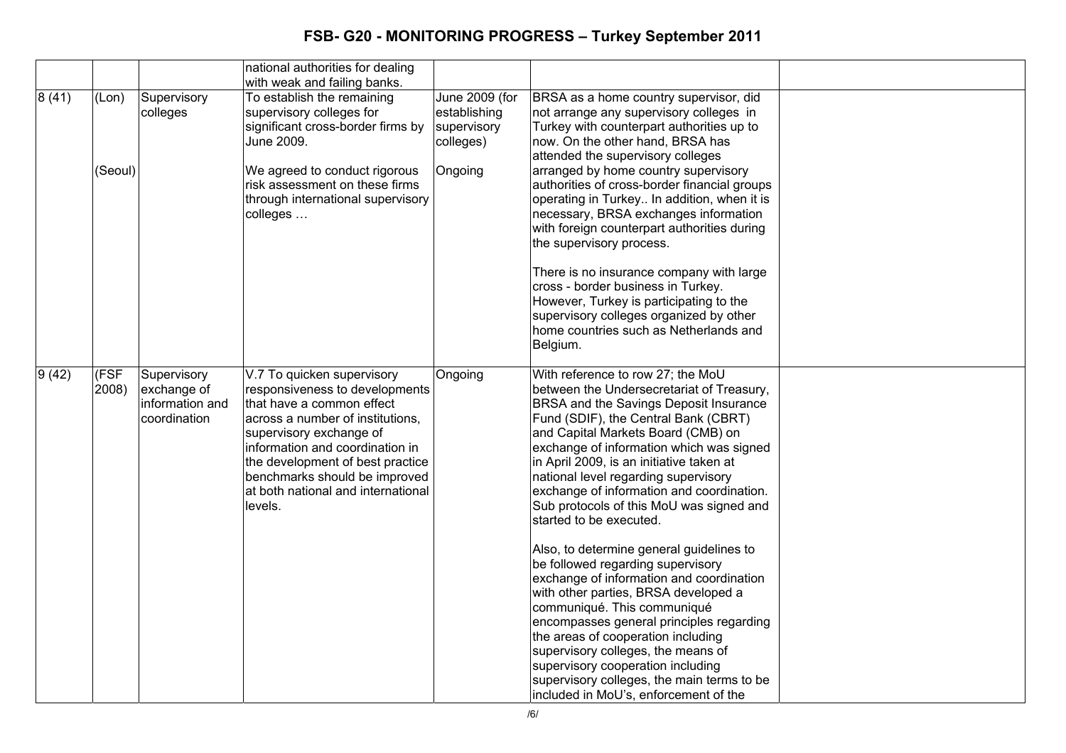| | | | | | | |
|---|---|---|---|---|---|---|
| | | | national authorities for dealing with weak and failing banks. | | | |
| 8 (41) | (Lon)<br><br>(Seoul) | Supervisory colleges | To establish the remaining supervisory colleges for significant cross-border firms by June 2009.<br><br>We agreed to conduct rigorous risk assessment on these firms through international supervisory colleges … | June 2009 (for establishing supervisory colleges)<br><br>Ongoing | BRSA as a home country supervisor, did not arrange any supervisory colleges in Turkey with counterpart authorities up to now. On the other hand, BRSA has attended the supervisory colleges arranged by home country supervisory authorities of cross-border financial groups operating in Turkey.. In addition, when it is necessary, BRSA exchanges information with foreign counterpart authorities during the supervisory process.<br><br>There is no insurance company with large cross - border business in Turkey. However, Turkey is participating to the supervisory colleges organized by other home countries such as Netherlands and Belgium. | |
| 9 (42) | (FSF 2008) | Supervisory exchange of information and coordination | V.7 To quicken supervisory responsiveness to developments that have a common effect across a number of institutions, supervisory exchange of information and coordination in the development of best practice benchmarks should be improved at both national and international levels. | Ongoing | With reference to row 27; the MoU between the Undersecretariat of Treasury, BRSA and the Savings Deposit Insurance Fund (SDIF), the Central Bank (CBRT) and Capital Markets Board (CMB) on exchange of information which was signed in April 2009, is an initiative taken at national level regarding supervisory exchange of information and coordination. Sub protocols of this MoU was signed and started to be executed.<br><br>Also, to determine general guidelines to be followed regarding supervisory exchange of information and coordination with other parties, BRSA developed a communiqué. This communiqué encompasses general principles regarding the areas of cooperation including supervisory colleges, the means of supervisory cooperation including supervisory colleges, the main terms to be included in MoU's, enforcement of the | |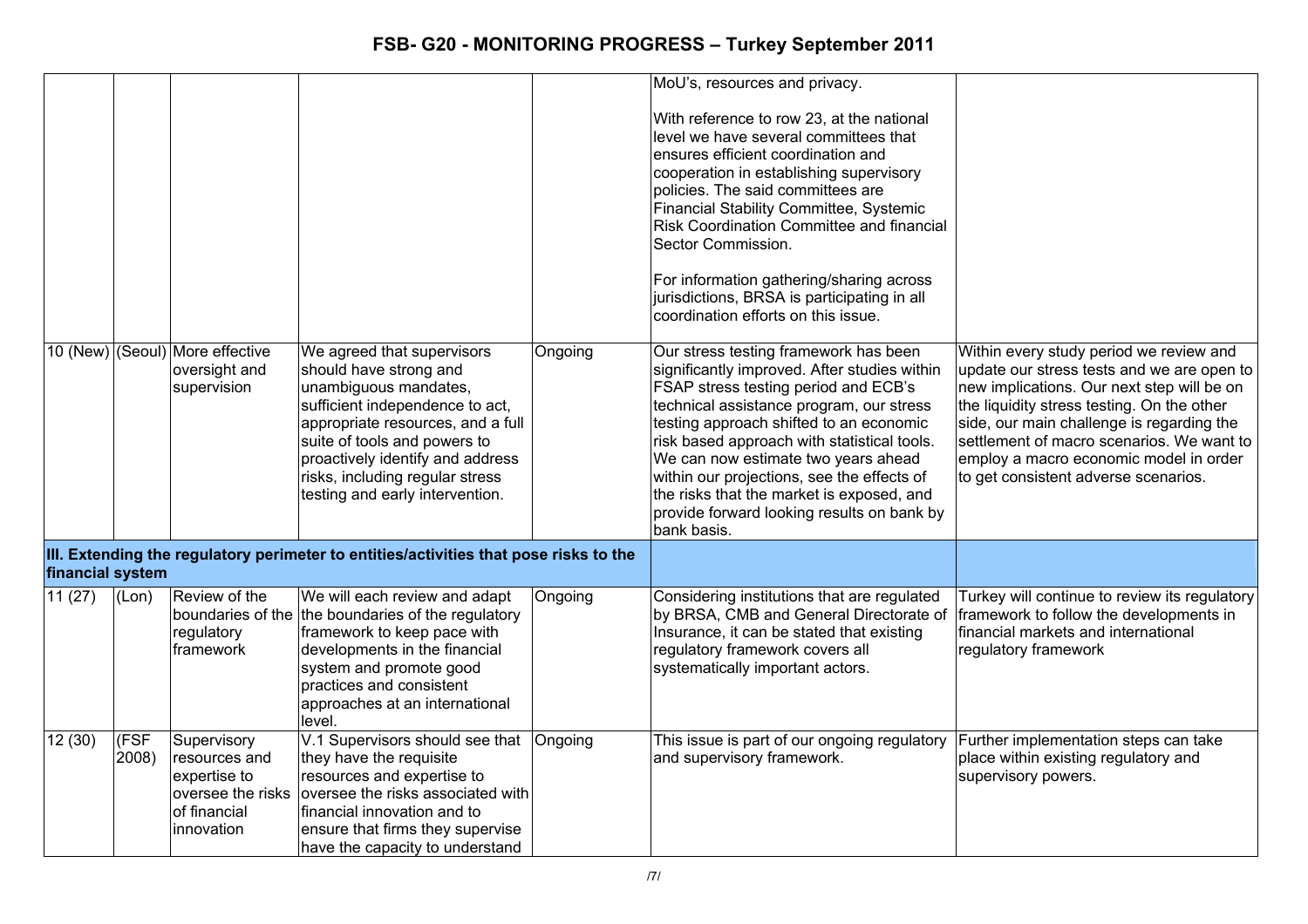# FSB- G20 - MONITORING PROGRESS – Turkey September 2011

| | | | | | | |
|---|---|---|---|---|---|---|
| | | | | | MoU's, resources and privacy.<br><br>With reference to row 23, at the national level we have several committees that ensures efficient coordination and cooperation in establishing supervisory policies. The said committees are Financial Stability Committee, Systemic Risk Coordination Committee and financial Sector Commission.<br><br>For information gathering/sharing across jurisdictions, BRSA is participating in all coordination efforts on this issue. | |
| 10 (New) | (Seoul) | More effective oversight and supervision | We agreed that supervisors should have strong and unambiguous mandates, sufficient independence to act, appropriate resources, and a full suite of tools and powers to proactively identify and address risks, including regular stress testing and early intervention. | Ongoing | Our stress testing framework has been significantly improved. After studies within FSAP stress testing period and ECB's technical assistance program, our stress testing approach shifted to an economic risk based approach with statistical tools. We can now estimate two years ahead within our projections, see the effects of the risks that the market is exposed, and provide forward looking results on bank by bank basis. | Within every study period we review and update our stress tests and we are open to new implications. Our next step will be on the liquidity stress testing. On the other side, our main challenge is regarding the settlement of macro scenarios. We want to employ a macro economic model in order to get consistent adverse scenarios. |
| **III. Extending the regulatory perimeter to entities/activities that pose risks to the financial system** | | | | | | |
| 11 (27) | (Lon) | Review of the boundaries of the regulatory framework | We will each review and adapt the boundaries of the regulatory framework to keep pace with developments in the financial system and promote good practices and consistent approaches at an international level. | Ongoing | Considering institutions that are regulated by BRSA, CMB and General Directorate of Insurance, it can be stated that existing regulatory framework covers all systematically important actors. | Turkey will continue to review its regulatory framework to follow the developments in financial markets and international regulatory framework |
| 12 (30) | (FSF 2008) | Supervisory resources and expertise to oversee the risks of financial innovation | V.1 Supervisors should see that they have the requisite resources and expertise to oversee the risks associated with financial innovation and to ensure that firms they supervise have the capacity to understand | Ongoing | This issue is part of our ongoing regulatory and supervisory framework. | Further implementation steps can take place within existing regulatory and supervisory powers. |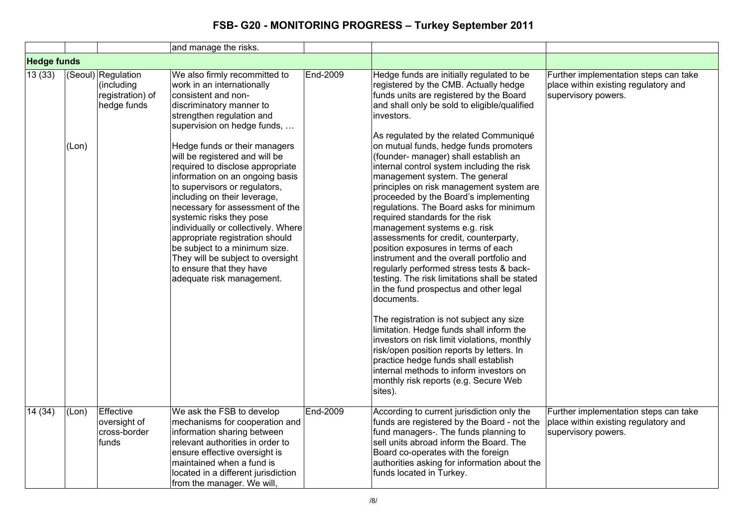# FSB- G20 - MONITORING PROGRESS – Turkey September 2011

| | | | | | | |
|---|---|---|---|---|---|---|
| | | | and manage the risks. | | | |
| **Hedge funds** | | | | | | |
| 13 (33) | (Seoul)<br><br><br><br><br><br>(Lon) | Regulation (including registration) of hedge funds | We also firmly recommitted to work in an internationally consistent and non-discriminatory manner to strengthen regulation and supervision on hedge funds, …<br><br>Hedge funds or their managers will be registered and will be required to disclose appropriate information on an ongoing basis to supervisors or regulators, including on their leverage, necessary for assessment of the systemic risks they pose individually or collectively. Where appropriate registration should be subject to a minimum size. They will be subject to oversight to ensure that they have adequate risk management. | End-2009 | Hedge funds are initially regulated to be registered by the CMB. Actually hedge funds units are registered by the Board and shall only be sold to eligible/qualified investors.<br><br>As regulated by the related Communiqué on mutual funds, hedge funds promoters (founder- manager) shall establish an internal control system including the risk management system. The general principles on risk management system are proceeded by the Board's implementing regulations. The Board asks for minimum required standards for the risk management systems e.g. risk assessments for credit, counterparty, position exposures in terms of each instrument and the overall portfolio and regularly performed stress tests & back-testing. The risk limitations shall be stated in the fund prospectus and other legal documents.<br><br>The registration is not subject any size limitation. Hedge funds shall inform the investors on risk limit violations, monthly risk/open position reports by letters. In practice hedge funds shall establish internal methods to inform investors on monthly risk reports (e.g. Secure Web sites). | Further implementation steps can take place within existing regulatory and supervisory powers. |
| 14 (34) | (Lon) | Effective oversight of cross-border funds | We ask the FSB to develop mechanisms for cooperation and information sharing between relevant authorities in order to ensure effective oversight is maintained when a fund is located in a different jurisdiction from the manager. We will, | End-2009 | According to current jurisdiction only the funds are registered by the Board - not the fund managers-. The funds planning to sell units abroad inform the Board. The Board co-operates with the foreign authorities asking for information about the funds located in Turkey. | Further implementation steps can take place within existing regulatory and supervisory powers. |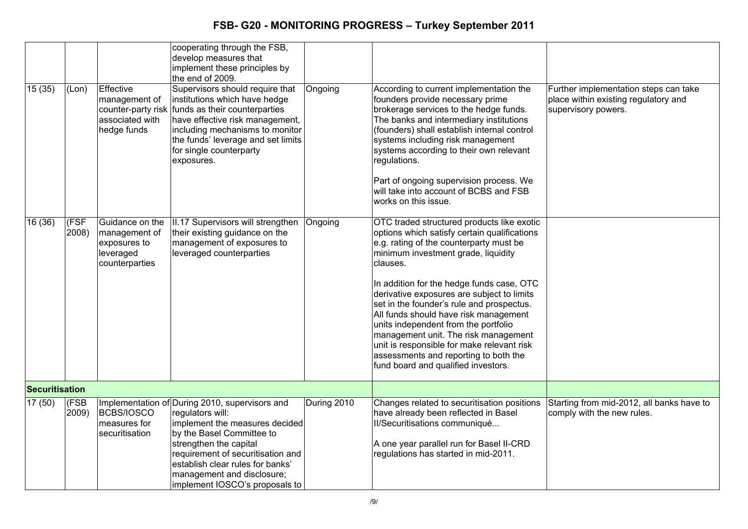# FSB- G20 - MONITORING PROGRESS – Turkey September 2011

| | | | | | | |
|---|---|---|---|---|---|---|
| | | | cooperating through the FSB, develop measures that implement these principles by the end of 2009. | | | |
| 15 (35) | (Lon) | Effective management of counter-party risk associated with hedge funds | Supervisors should require that institutions which have hedge funds as their counterparties have effective risk management, including mechanisms to monitor the funds' leverage and set limits for single counterparty exposures. | Ongoing | According to current implementation the founders provide necessary prime brokerage services to the hedge funds. The banks and intermediary institutions (founders) shall establish internal control systems including risk management systems according to their own relevant regulations.<br><br>Part of ongoing supervision process. We will take into account of BCBS and FSB works on this issue. | Further implementation steps can take place within existing regulatory and supervisory powers. |
| 16 (36) | (FSF 2008) | Guidance on the management of exposures to leveraged counterparties | II.17 Supervisors will strengthen their existing guidance on the management of exposures to leveraged counterparties | Ongoing | OTC traded structured products like exotic options which satisfy certain qualifications e.g. rating of the counterparty must be minimum investment grade, liquidity clauses.<br><br>In addition for the hedge funds case, OTC derivative exposures are subject to limits set in the founder's rule and prospectus. All funds should have risk management units independent from the portfolio management unit. The risk management unit is responsible for make relevant risk assessments and reporting to both the fund board and qualified investors. | |
| **Securitisation** | | | | | | |
| 17 (50) | (FSB 2009) | Implementation of BCBS/IOSCO measures for securitisation | During 2010, supervisors and regulators will:<br>implement the measures decided by the Basel Committee to strengthen the capital requirement of securitisation and establish clear rules for banks' management and disclosure;<br>implement IOSCO's proposals to | During 2010 | Changes related to securitisation positions have already been reflected in Basel II/Securitisations communiqué...<br><br>A one year parallel run for Basel II-CRD regulations has started in mid-2011. | Starting from mid-2012, all banks have to comply with the new rules. |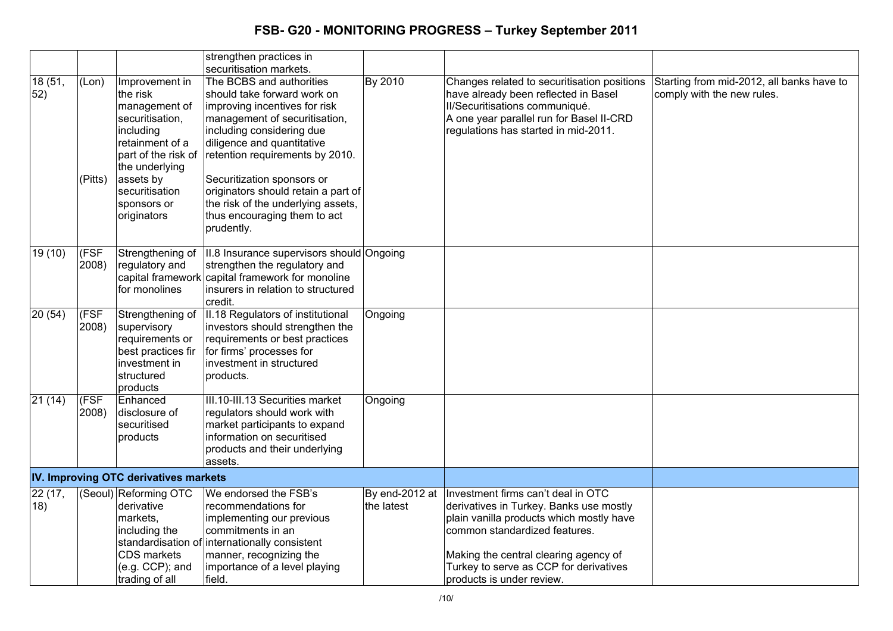# FSB- G20 - MONITORING PROGRESS – Turkey September 2011

| | | | | | | |
|---|---|---|---|---|---|---|
| | | | strengthen practices in securitisation markets. | | | |
| 18 (51, 52) | (Lon)<br><br>(Pitts) | Improvement in the risk management of securitisation, including retainment of a part of the risk of the underlying assets by securitisation sponsors or originators | The BCBS and authorities should take forward work on improving incentives for risk management of securitisation, including considering due diligence and quantitative retention requirements by 2010.<br><br>Securitization sponsors or originators should retain a part of the risk of the underlying assets, thus encouraging them to act prudently. | By 2010 | Changes related to securitisation positions have already been reflected in Basel II/Securitisations communiqué.<br>A one year parallel run for Basel II-CRD regulations has started in mid-2011. | Starting from mid-2012, all banks have to comply with the new rules. |
| 19 (10) | (FSF 2008) | Strengthening of regulatory and capital framework for monolines | II.8 Insurance supervisors should strengthen the regulatory and capital framework for monoline insurers in relation to structured credit. | Ongoing | | |
| 20 (54) | (FSF 2008) | Strengthening of supervisory requirements or best practices fir investment in structured products | II.18 Regulators of institutional investors should strengthen the requirements or best practices for firms' processes for investment in structured products. | Ongoing | | |
| 21 (14) | (FSF 2008) | Enhanced disclosure of securitised products | III.10-III.13 Securities market regulators should work with market participants to expand information on securitised products and their underlying assets. | Ongoing | | |
| **IV. Improving OTC derivatives markets** | | | | | | |
| 22 (17, 18) | (Seoul) | Reforming OTC derivative markets, including the standardisation of CDS markets (e.g. CCP); and trading of all | We endorsed the FSB's recommendations for implementing our previous commitments in an internationally consistent manner, recognizing the importance of a level playing field. | By end-2012 at the latest | Investment firms can't deal in OTC derivatives in Turkey. Banks use mostly plain vanilla products which mostly have common standardized features.<br><br>Making the central clearing agency of Turkey to serve as CCP for derivatives products is under review. | |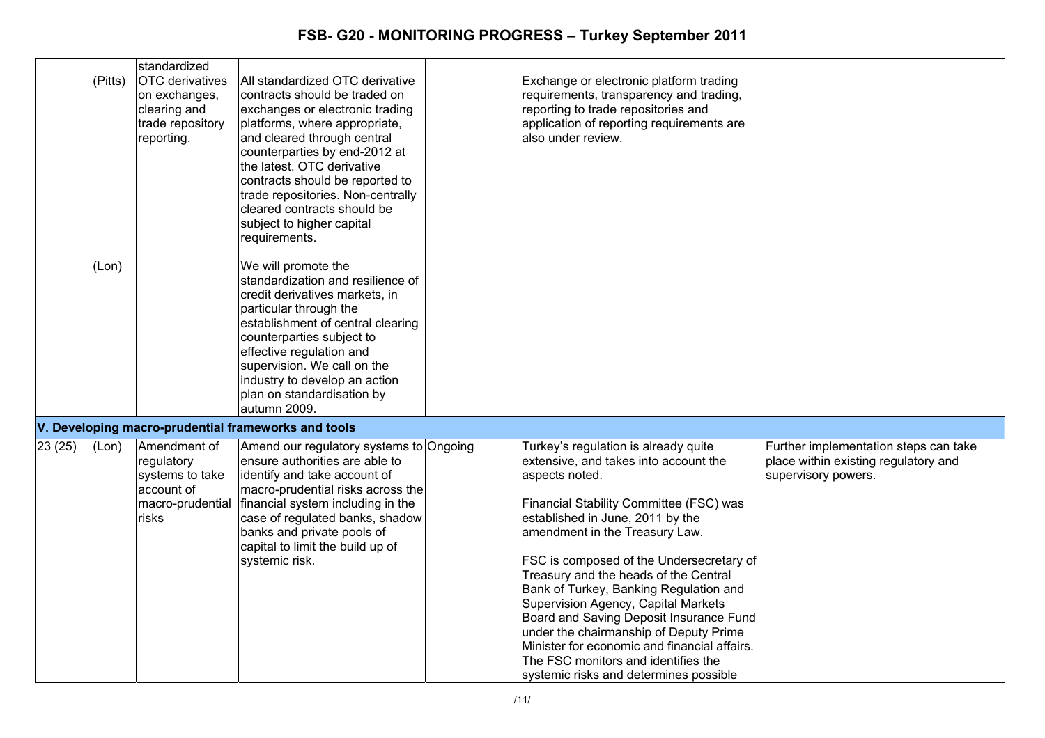| | | | | | | |
|---|---|---|---|---|---|---|
| | (Pitts) | standardized OTC derivatives on exchanges, clearing and trade repository reporting. | All standardized OTC derivative contracts should be traded on exchanges or electronic trading platforms, where appropriate, and cleared through central counterparties by end-2012 at the latest. OTC derivative contracts should be reported to trade repositories. Non-centrally cleared contracts should be subject to higher capital requirements. | | Exchange or electronic platform trading requirements, transparency and trading, reporting to trade repositories and application of reporting requirements are also under review. | |
| | (Lon) | | We will promote the standardization and resilience of credit derivatives markets, in particular through the establishment of central clearing counterparties subject to effective regulation and supervision. We call on the industry to develop an action plan on standardisation by autumn 2009. | | | |
| **V. Developing macro-prudential frameworks and tools** | | | | | | |
| 23 (25) | (Lon) | Amendment of regulatory systems to take account of macro-prudential risks | Amend our regulatory systems to ensure authorities are able to identify and take account of macro-prudential risks across the financial system including in the case of regulated banks, shadow banks and private pools of capital to limit the build up of systemic risk. | Ongoing | Turkey's regulation is already quite extensive, and takes into account the aspects noted.<br><br>Financial Stability Committee (FSC) was established in June, 2011 by the amendment in the Treasury Law.<br><br>FSC is composed of the Undersecretary of Treasury and the heads of the Central Bank of Turkey, Banking Regulation and Supervision Agency, Capital Markets Board and Saving Deposit Insurance Fund under the chairmanship of Deputy Prime Minister for economic and financial affairs. The FSC monitors and identifies the systemic risks and determines possible | Further implementation steps can take place within existing regulatory and supervisory powers. |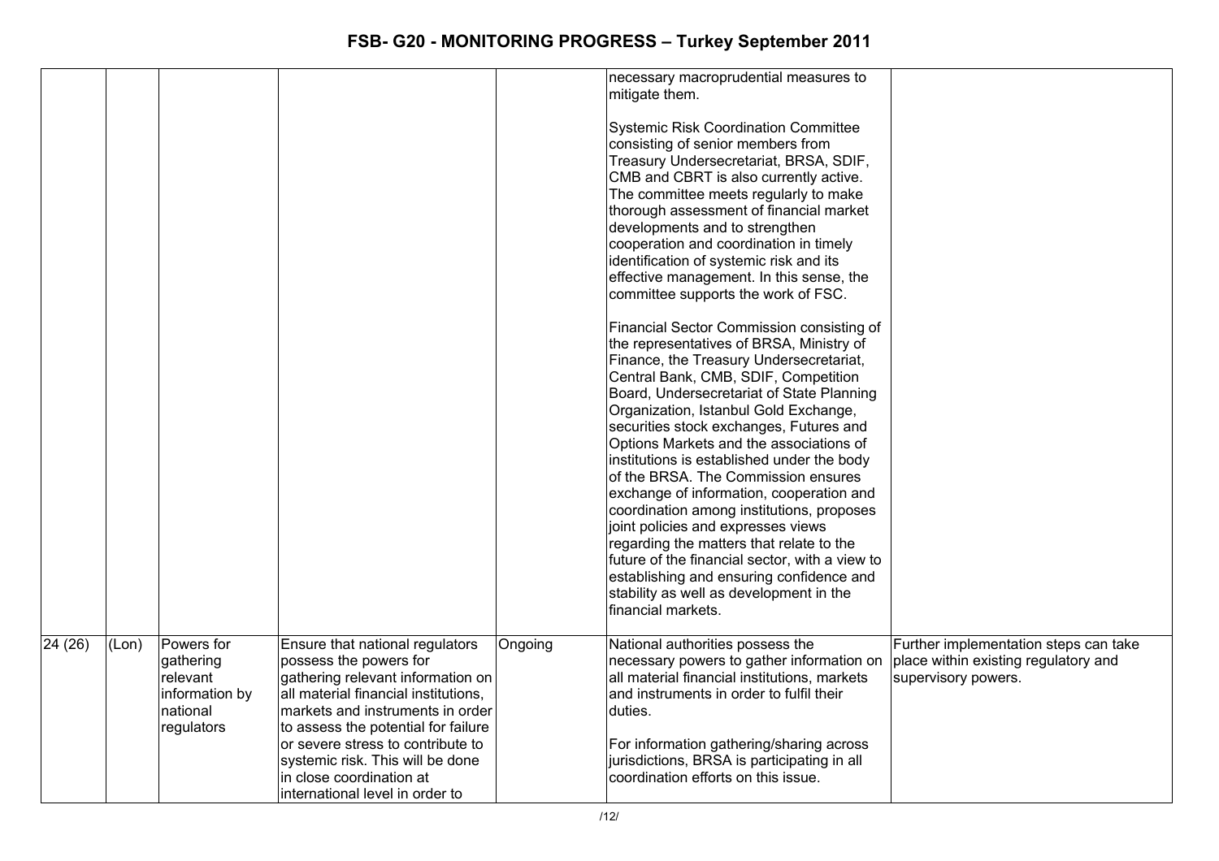| | | | | | | |
|---|---|---|---|---|---|---|
| | | | | | necessary macroprudential measures to mitigate them.<br><br>Systemic Risk Coordination Committee consisting of senior members from Treasury Undersecretariat, BRSA, SDIF, CMB and CBRT is also currently active. The committee meets regularly to make thorough assessment of financial market developments and to strengthen cooperation and coordination in timely identification of systemic risk and its effective management. In this sense, the committee supports the work of FSC.<br><br>Financial Sector Commission consisting of the representatives of BRSA, Ministry of Finance, the Treasury Undersecretariat, Central Bank, CMB, SDIF, Competition Board, Undersecretariat of State Planning Organization, Istanbul Gold Exchange, securities stock exchanges, Futures and Options Markets and the associations of institutions is established under the body of the BRSA. The Commission ensures exchange of information, cooperation and coordination among institutions, proposes joint policies and expresses views regarding the matters that relate to the future of the financial sector, with a view to establishing and ensuring confidence and stability as well as development in the financial markets. | |
| 24 (26) | (Lon) | Powers for gathering relevant information by national regulators | Ensure that national regulators possess the powers for gathering relevant information on all material financial institutions, markets and instruments in order to assess the potential for failure or severe stress to contribute to systemic risk. This will be done in close coordination at international level in order to | Ongoing | National authorities possess the necessary powers to gather information on all material financial institutions, markets and instruments in order to fulfil their duties.<br><br>For information gathering/sharing across jurisdictions, BRSA is participating in all coordination efforts on this issue. | Further implementation steps can take place within existing regulatory and supervisory powers. |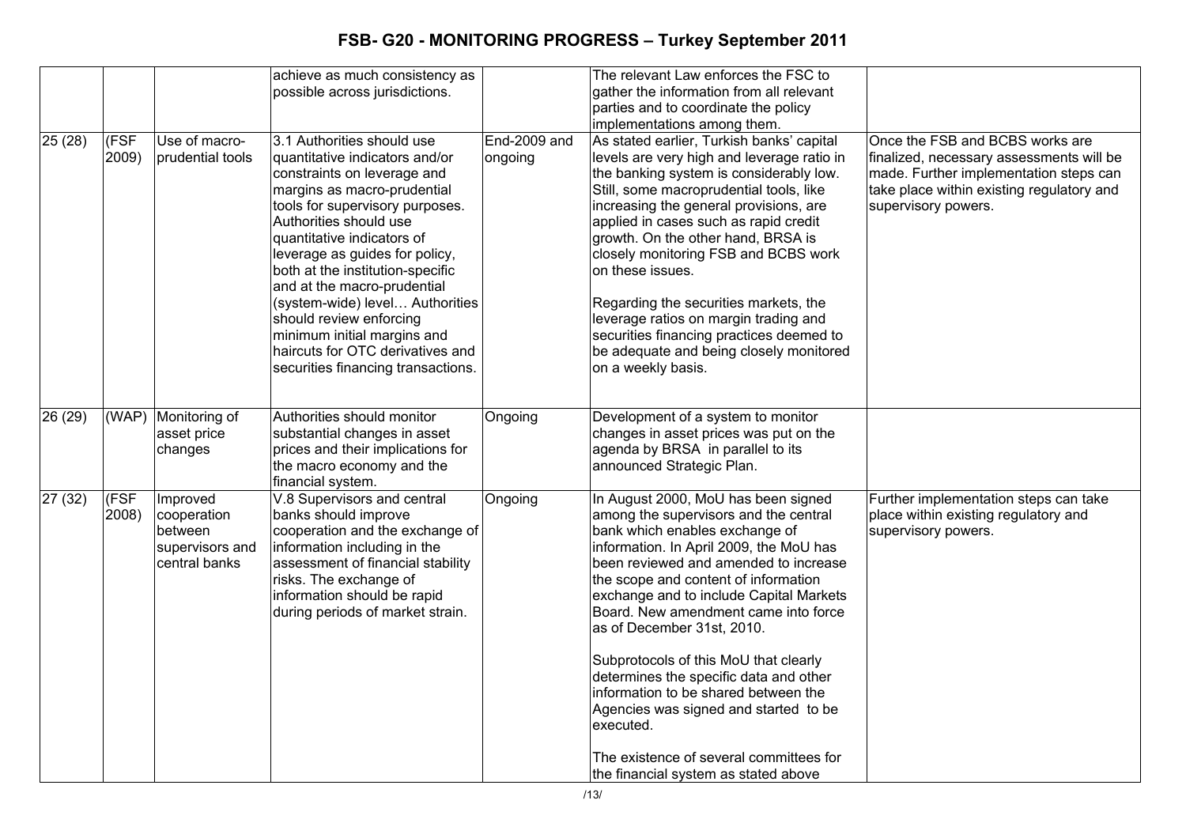| | | | | | | |
|---|---|---|---|---|---|---|
| | | | achieve as much consistency as possible across jurisdictions. | | The relevant Law enforces the FSC to gather the information from all relevant parties and to coordinate the policy implementations among them. | |
| 25 (28) | (FSF 2009) | Use of macro-prudential tools | 3.1 Authorities should use quantitative indicators and/or constraints on leverage and margins as macro-prudential tools for supervisory purposes. Authorities should use quantitative indicators of leverage as guides for policy, both at the institution-specific and at the macro-prudential (system-wide) level… Authorities should review enforcing minimum initial margins and haircuts for OTC derivatives and securities financing transactions. | End-2009 and ongoing | As stated earlier, Turkish banks' capital levels are very high and leverage ratio in the banking system is considerably low. Still, some macroprudential tools, like increasing the general provisions, are applied in cases such as rapid credit growth. On the other hand, BRSA is closely monitoring FSB and BCBS work on these issues.<br><br>Regarding the securities markets, the leverage ratios on margin trading and securities financing practices deemed to be adequate and being closely monitored on a weekly basis. | Once the FSB and BCBS works are finalized, necessary assessments will be made. Further implementation steps can take place within existing regulatory and supervisory powers. |
| 26 (29) | (WAP) | Monitoring of asset price changes | Authorities should monitor substantial changes in asset prices and their implications for the macro economy and the financial system. | Ongoing | Development of a system to monitor changes in asset prices was put on the agenda by BRSA in parallel to its announced Strategic Plan. | |
| 27 (32) | (FSF 2008) | Improved cooperation between supervisors and central banks | V.8 Supervisors and central banks should improve cooperation and the exchange of information including in the assessment of financial stability risks. The exchange of information should be rapid during periods of market strain. | Ongoing | In August 2000, MoU has been signed among the supervisors and the central bank which enables exchange of information. In April 2009, the MoU has been reviewed and amended to increase the scope and content of information exchange and to include Capital Markets Board. New amendment came into force as of December 31st, 2010.<br><br>Subprotocols of this MoU that clearly determines the specific data and other information to be shared between the Agencies was signed and started to be executed.<br><br>The existence of several committees for the financial system as stated above | Further implementation steps can take place within existing regulatory and supervisory powers. |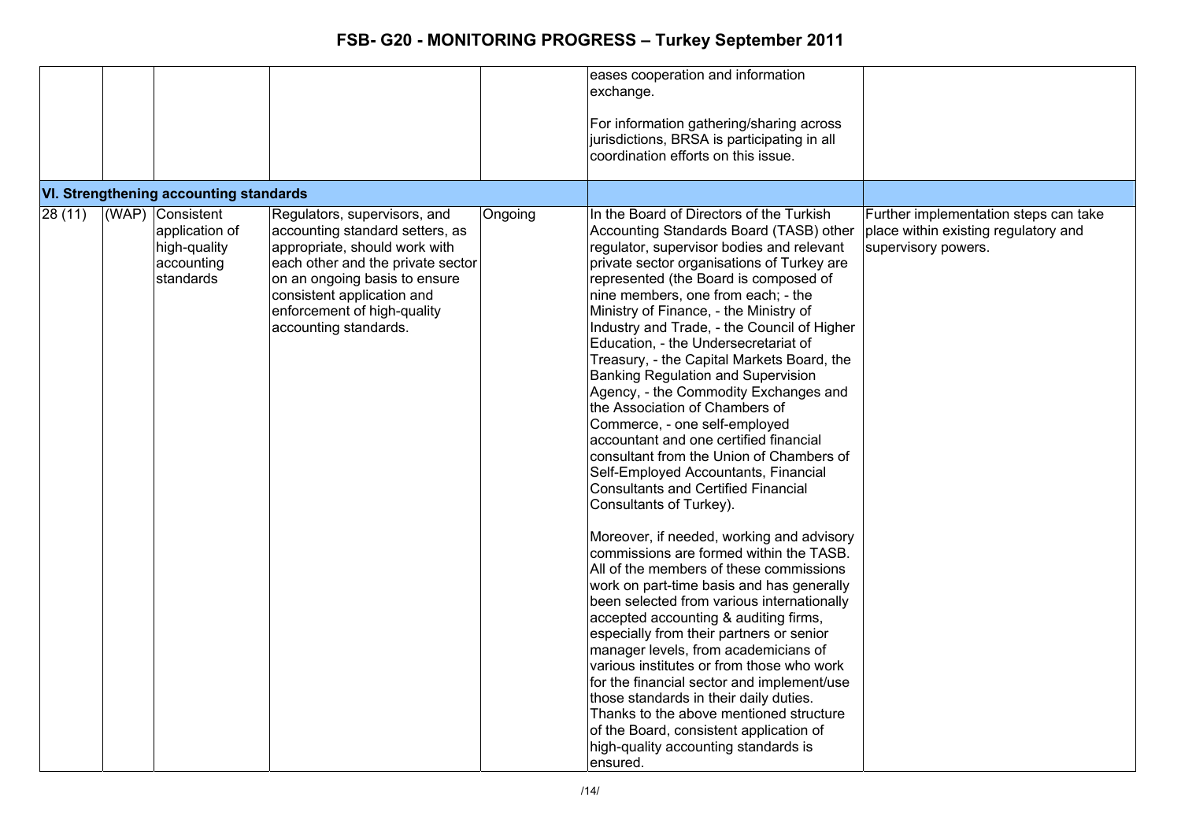# FSB- G20 - MONITORING PROGRESS – Turkey September 2011

| | | | | | | |
|---|---|---|---|---|---|---|
| | | | | | eases cooperation and information exchange.<br><br>For information gathering/sharing across jurisdictions, BRSA is participating in all coordination efforts on this issue. | |
| **VI. Strengthening accounting standards** | | | | | | |
| 28 (11) | (WAP) | Consistent application of high-quality accounting standards | Regulators, supervisors, and accounting standard setters, as appropriate, should work with each other and the private sector on an ongoing basis to ensure consistent application and enforcement of high-quality accounting standards. | Ongoing | In the Board of Directors of the Turkish Accounting Standards Board (TASB) other regulator, supervisor bodies and relevant private sector organisations of Turkey are represented (the Board is composed of nine members, one from each; - the Ministry of Finance, - the Ministry of Industry and Trade, - the Council of Higher Education, - the Undersecretariat of Treasury, - the Capital Markets Board, the Banking Regulation and Supervision Agency, - the Commodity Exchanges and the Association of Chambers of Commerce, - one self-employed accountant and one certified financial consultant from the Union of Chambers of Self-Employed Accountants, Financial Consultants and Certified Financial Consultants of Turkey).<br><br>Moreover, if needed, working and advisory commissions are formed within the TASB. All of the members of these commissions work on part-time basis and has generally been selected from various internationally accepted accounting & auditing firms, especially from their partners or senior manager levels, from academicians of various institutes or from those who work for the financial sector and implement/use those standards in their daily duties. Thanks to the above mentioned structure of the Board, consistent application of high-quality accounting standards is ensured. | Further implementation steps can take place within existing regulatory and supervisory powers. |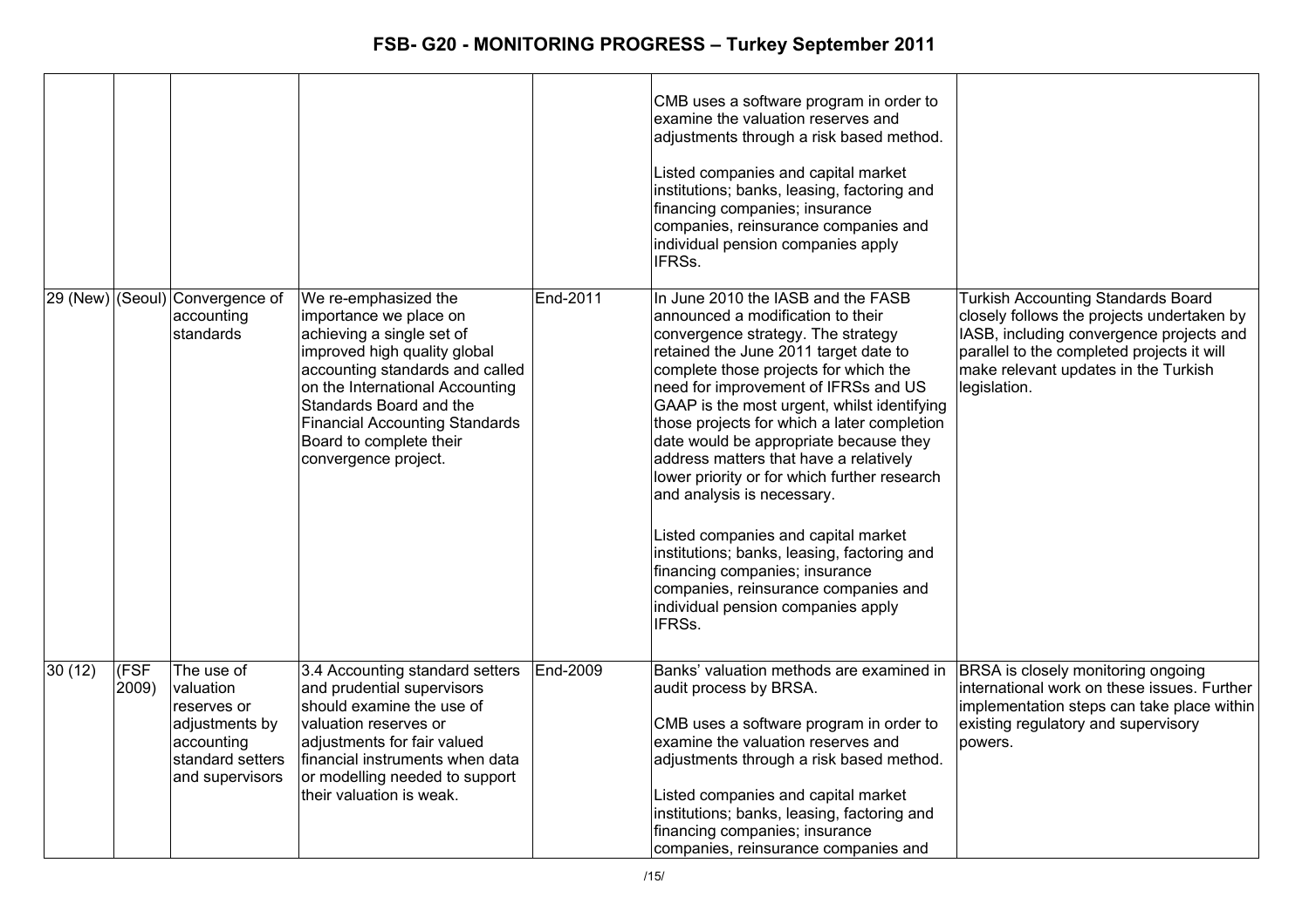| | | | | | | |
|---|---|---|---|---|---|---|
| | | | | | CMB uses a software program in order to examine the valuation reserves and adjustments through a risk based method.<br><br>Listed companies and capital market institutions; banks, leasing, factoring and financing companies; insurance companies, reinsurance companies and individual pension companies apply IFRSs. | |
| 29 (New) | (Seoul) | Convergence of accounting standards | We re-emphasized the importance we place on achieving a single set of improved high quality global accounting standards and called on the International Accounting Standards Board and the Financial Accounting Standards Board to complete their convergence project. | End-2011 | In June 2010 the IASB and the FASB announced a modification to their convergence strategy. The strategy retained the June 2011 target date to complete those projects for which the need for improvement of IFRSs and US GAAP is the most urgent, whilst identifying those projects for which a later completion date would be appropriate because they address matters that have a relatively lower priority or for which further research and analysis is necessary.<br><br>Listed companies and capital market institutions; banks, leasing, factoring and financing companies; insurance companies, reinsurance companies and individual pension companies apply IFRSs. | Turkish Accounting Standards Board closely follows the projects undertaken by IASB, including convergence projects and parallel to the completed projects it will make relevant updates in the Turkish legislation. |
| 30 (12) | (FSF 2009) | The use of valuation reserves or adjustments by accounting standard setters and supervisors | 3.4 Accounting standard setters and prudential supervisors should examine the use of valuation reserves or adjustments for fair valued financial instruments when data or modelling needed to support their valuation is weak. | End-2009 | Banks' valuation methods are examined in audit process by BRSA.<br><br>CMB uses a software program in order to examine the valuation reserves and adjustments through a risk based method.<br><br>Listed companies and capital market institutions; banks, leasing, factoring and financing companies; insurance companies, reinsurance companies and | BRSA is closely monitoring ongoing international work on these issues. Further implementation steps can take place within existing regulatory and supervisory powers. |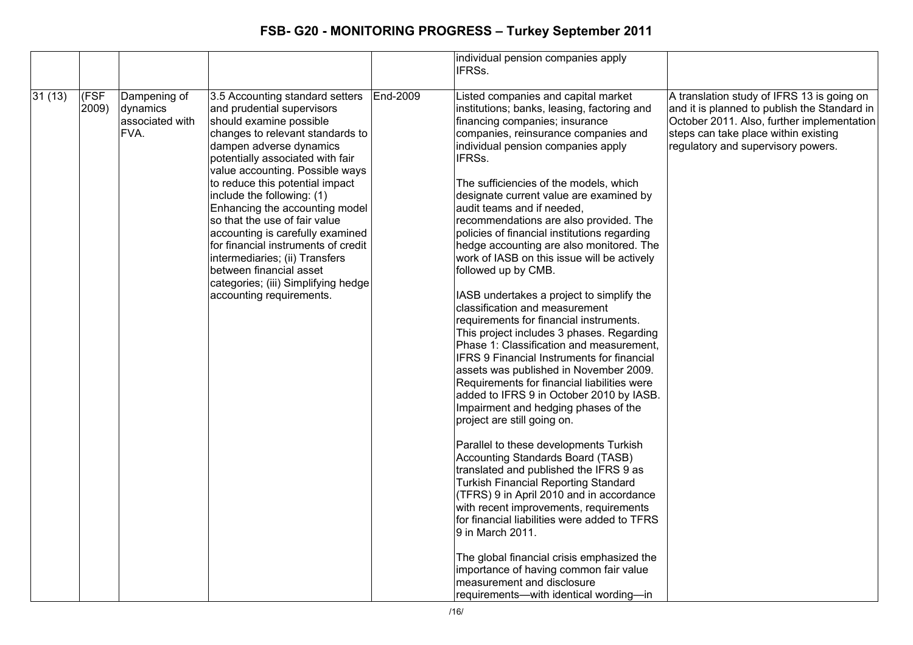| | | | | | | |
|---|---|---|---|---|---|---|
| | | | | | individual pension companies apply IFRSs. | |
| 31 (13) | (FSF 2009) | Dampening of dynamics associated with FVA. | 3.5 Accounting standard setters and prudential supervisors should examine possible changes to relevant standards to dampen adverse dynamics potentially associated with fair value accounting. Possible ways to reduce this potential impact include the following: (1) Enhancing the accounting model so that the use of fair value accounting is carefully examined for financial instruments of credit intermediaries; (ii) Transfers between financial asset categories; (iii) Simplifying hedge accounting requirements. | End-2009 | Listed companies and capital market institutions; banks, leasing, factoring and financing companies; insurance companies, reinsurance companies and individual pension companies apply IFRSs.<br><br>The sufficiencies of the models, which designate current value are examined by audit teams and if needed, recommendations are also provided. The policies of financial institutions regarding hedge accounting are also monitored. The work of IASB on this issue will be actively followed up by CMB.<br><br>IASB undertakes a project to simplify the classification and measurement requirements for financial instruments. This project includes 3 phases. Regarding Phase 1: Classification and measurement, IFRS 9 Financial Instruments for financial assets was published in November 2009. Requirements for financial liabilities were added to IFRS 9 in October 2010 by IASB. Impairment and hedging phases of the project are still going on.<br><br>Parallel to these developments Turkish Accounting Standards Board (TASB) translated and published the IFRS 9 as Turkish Financial Reporting Standard (TFRS) 9 in April 2010 and in accordance with recent improvements, requirements for financial liabilities were added to TFRS 9 in March 2011.<br><br>The global financial crisis emphasized the importance of having common fair value measurement and disclosure requirements—with identical wording—in | A translation study of IFRS 13 is going on and it is planned to publish the Standard in October 2011. Also, further implementation steps can take place within existing regulatory and supervisory powers. |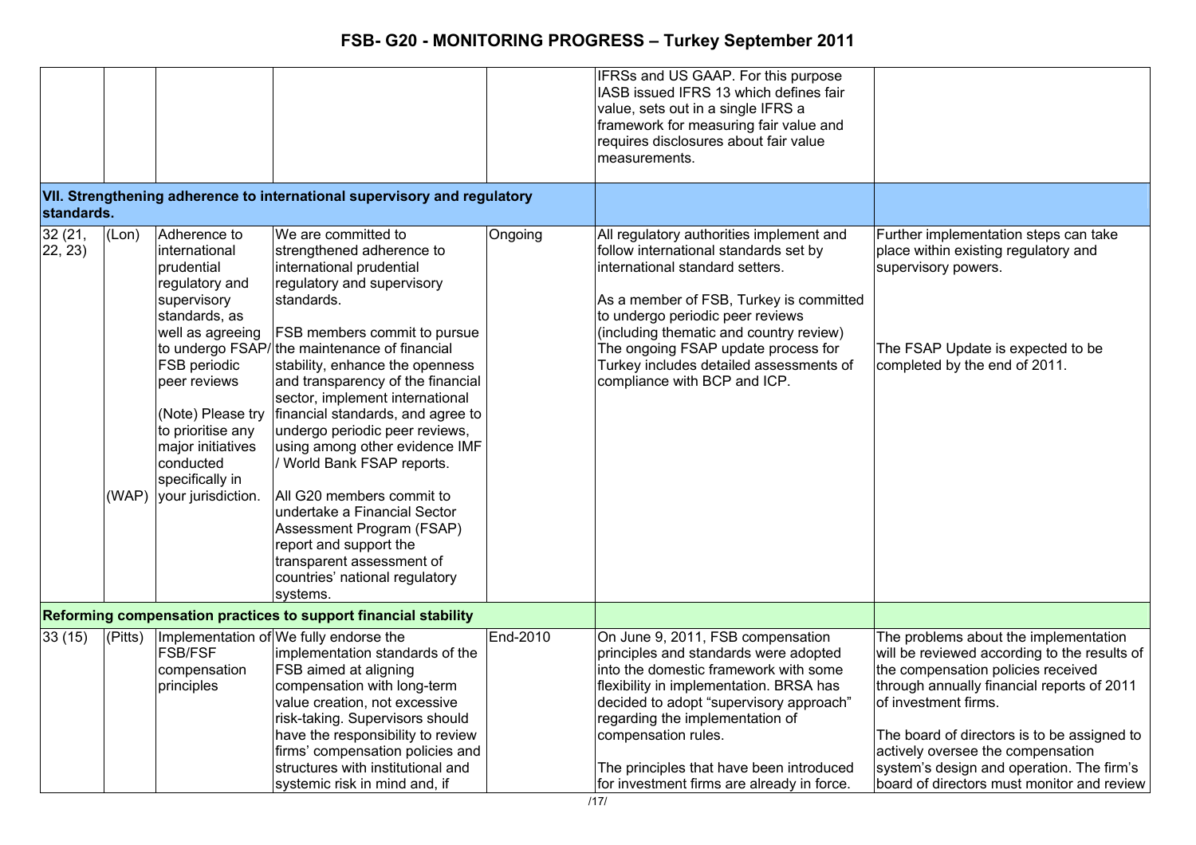# FSB- G20 - MONITORING PROGRESS – Turkey September 2011

| | | | | | | |
|---|---|---|---|---|---|---|
| | | | | | IFRSs and US GAAP. For this purpose IASB issued IFRS 13 which defines fair value, sets out in a single IFRS a framework for measuring fair value and requires disclosures about fair value measurements. | |
| **VII. Strengthening adherence to international supervisory and regulatory standards.** | | | | | | |
| 32 (21, 22, 23) | (Lon)<br><br>(WAP) | Adherence to international prudential regulatory and supervisory standards, as well as agreeing to undergo FSAP/ FSB periodic peer reviews<br><br>(Note) Please try to prioritise any major initiatives conducted specifically in your jurisdiction. | We are committed to strengthened adherence to international prudential regulatory and supervisory standards.<br><br>FSB members commit to pursue the maintenance of financial stability, enhance the openness and transparency of the financial sector, implement international financial standards, and agree to undergo periodic peer reviews, using among other evidence IMF / World Bank FSAP reports.<br><br>All G20 members commit to undertake a Financial Sector Assessment Program (FSAP) report and support the transparent assessment of countries' national regulatory systems. | Ongoing | All regulatory authorities implement and follow international standards set by international standard setters.<br><br>As a member of FSB, Turkey is committed to undergo periodic peer reviews (including thematic and country review) The ongoing FSAP update process for Turkey includes detailed assessments of compliance with BCP and ICP. | Further implementation steps can take place within existing regulatory and supervisory powers.<br><br>The FSAP Update is expected to be completed by the end of 2011. |
| **Reforming compensation practices to support financial stability** | | | | | | |
| 33 (15) | (Pitts) | Implementation of FSB/FSF compensation principles | We fully endorse the implementation standards of the FSB aimed at aligning compensation with long-term value creation, not excessive risk-taking. Supervisors should have the responsibility to review firms' compensation policies and structures with institutional and systemic risk in mind and, if | End-2010 | On June 9, 2011, FSB compensation principles and standards were adopted into the domestic framework with some flexibility in implementation. BRSA has decided to adopt "supervisory approach" regarding the implementation of compensation rules.<br><br>The principles that have been introduced for investment firms are already in force. | The problems about the implementation will be reviewed according to the results of the compensation policies received through annually financial reports of 2011 of investment firms.<br><br>The board of directors is to be assigned to actively oversee the compensation system's design and operation. The firm's board of directors must monitor and review |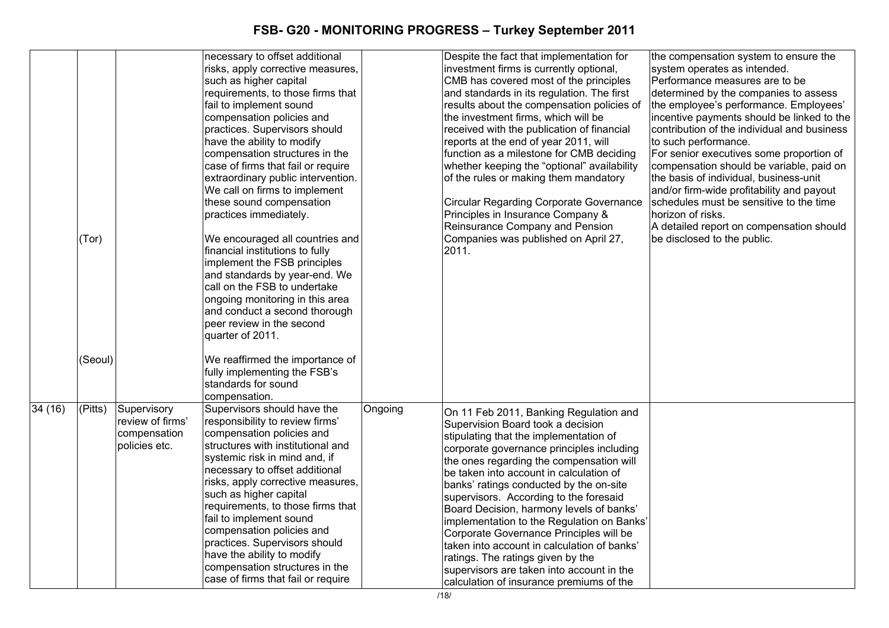| | | | | | | |
|---|---|---|---|---|---|---|
| | (Tor)<br><br>(Seoul) | | necessary to offset additional risks, apply corrective measures, such as higher capital requirements, to those firms that fail to implement sound compensation policies and practices. Supervisors should have the ability to modify compensation structures in the case of firms that fail or require extraordinary public intervention. We call on firms to implement these sound compensation practices immediately.<br><br>We encouraged all countries and financial institutions to fully implement the FSB principles and standards by year-end. We call on the FSB to undertake ongoing monitoring in this area and conduct a second thorough peer review in the second quarter of 2011.<br><br>We reaffirmed the importance of fully implementing the FSB's standards for sound compensation. | | Despite the fact that implementation for investment firms is currently optional, CMB has covered most of the principles and standards in its regulation. The first results about the compensation policies of the investment firms, which will be received with the publication of financial reports at the end of year 2011, will function as a milestone for CMB deciding whether keeping the "optional" availability of the rules or making them mandatory<br><br>Circular Regarding Corporate Governance Principles in Insurance Company & Reinsurance Company and Pension Companies was published on April 27, 2011. | the compensation system to ensure the system operates as intended.<br>Performance measures are to be determined by the companies to assess the employee's performance. Employees' incentive payments should be linked to the contribution of the individual and business to such performance.<br>For senior executives some proportion of compensation should be variable, paid on the basis of individual, business-unit and/or firm-wide profitability and payout schedules must be sensitive to the time horizon of risks.<br>A detailed report on compensation should be disclosed to the public. |
| 34 (16) | (Pitts) | Supervisory review of firms' compensation policies etc. | Supervisors should have the responsibility to review firms' compensation policies and structures with institutional and systemic risk in mind and, if necessary to offset additional risks, apply corrective measures, such as higher capital requirements, to those firms that fail to implement sound compensation policies and practices. Supervisors should have the ability to modify compensation structures in the case of firms that fail or require | Ongoing | On 11 Feb 2011, Banking Regulation and Supervision Board took a decision stipulating that the implementation of corporate governance principles including the ones regarding the compensation will be taken into account in calculation of banks' ratings conducted by the on-site supervisors. According to the foresaid Board Decision, harmony levels of banks' implementation to the Regulation on Banks' Corporate Governance Principles will be taken into account in calculation of banks' ratings. The ratings given by the supervisors are taken into account in the calculation of insurance premiums of the | |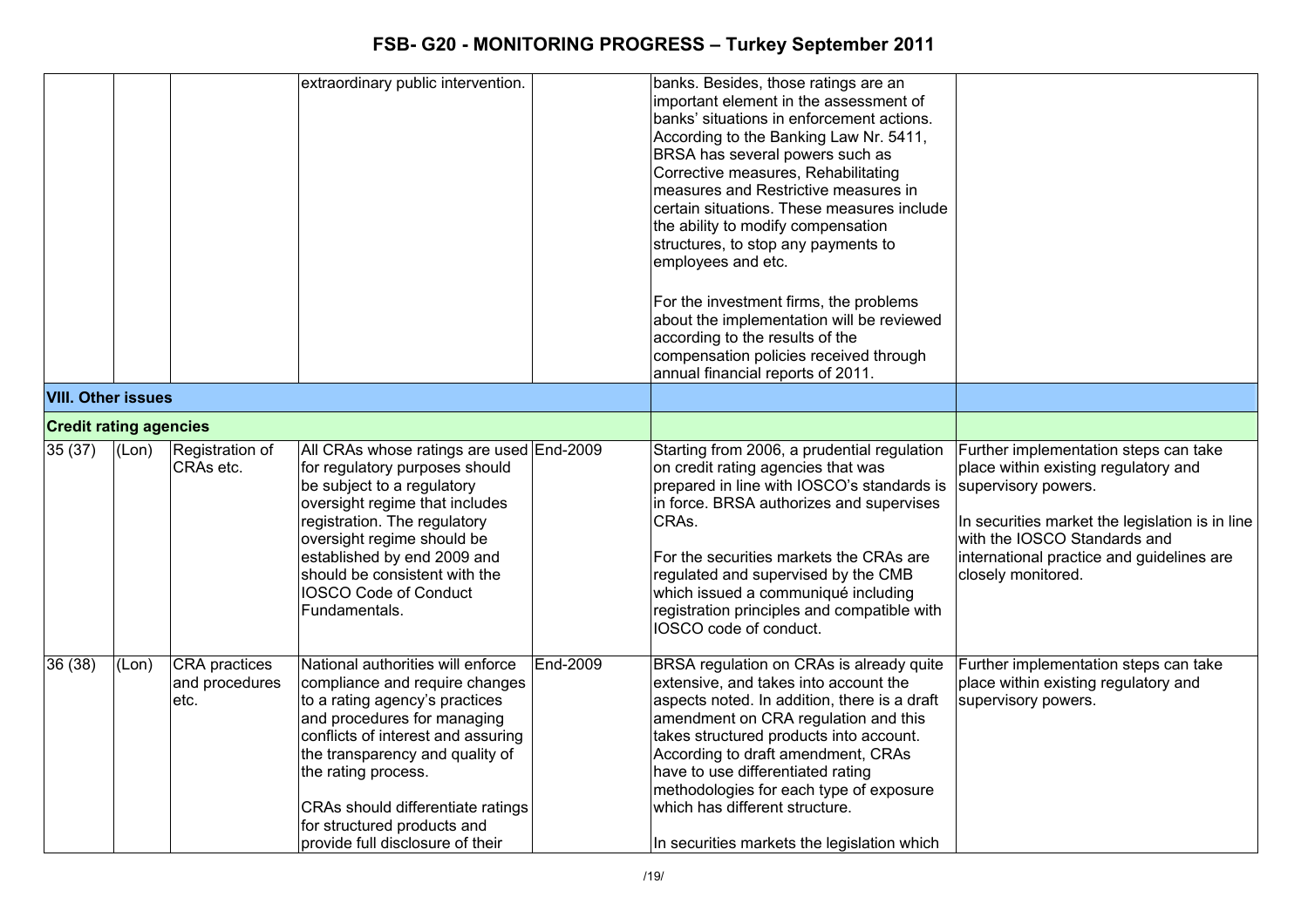| | | | | | | |
|---|---|---|---|---|---|---|
| | | | extraordinary public intervention. | | banks. Besides, those ratings are an important element in the assessment of banks' situations in enforcement actions. According to the Banking Law Nr. 5411, BRSA has several powers such as Corrective measures, Rehabilitating measures and Restrictive measures in certain situations. These measures include the ability to modify compensation structures, to stop any payments to employees and etc.<br><br>For the investment firms, the problems about the implementation will be reviewed according to the results of the compensation policies received through annual financial reports of 2011. | |
| **VIII. Other issues** | | | | | | |
| **Credit rating agencies** | | | | | | |
| 35 (37) | (Lon) | Registration of CRAs etc. | All CRAs whose ratings are used for regulatory purposes should be subject to a regulatory oversight regime that includes registration. The regulatory oversight regime should be established by end 2009 and should be consistent with the IOSCO Code of Conduct Fundamentals. | End-2009 | Starting from 2006, a prudential regulation on credit rating agencies that was prepared in line with IOSCO's standards is in force. BRSA authorizes and supervises CRAs.<br><br>For the securities markets the CRAs are regulated and supervised by the CMB which issued a communiqué including registration principles and compatible with IOSCO code of conduct. | Further implementation steps can take place within existing regulatory and supervisory powers.<br><br>In securities market the legislation is in line with the IOSCO Standards and international practice and guidelines are closely monitored. |
| 36 (38) | (Lon) | CRA practices and procedures etc. | National authorities will enforce compliance and require changes to a rating agency's practices and procedures for managing conflicts of interest and assuring the transparency and quality of the rating process.<br><br>CRAs should differentiate ratings for structured products and provide full disclosure of their | End-2009 | BRSA regulation on CRAs is already quite extensive, and takes into account the aspects noted. In addition, there is a draft amendment on CRA regulation and this takes structured products into account. According to draft amendment, CRAs have to use differentiated rating methodologies for each type of exposure which has different structure.<br><br>In securities markets the legislation which | Further implementation steps can take place within existing regulatory and supervisory powers. |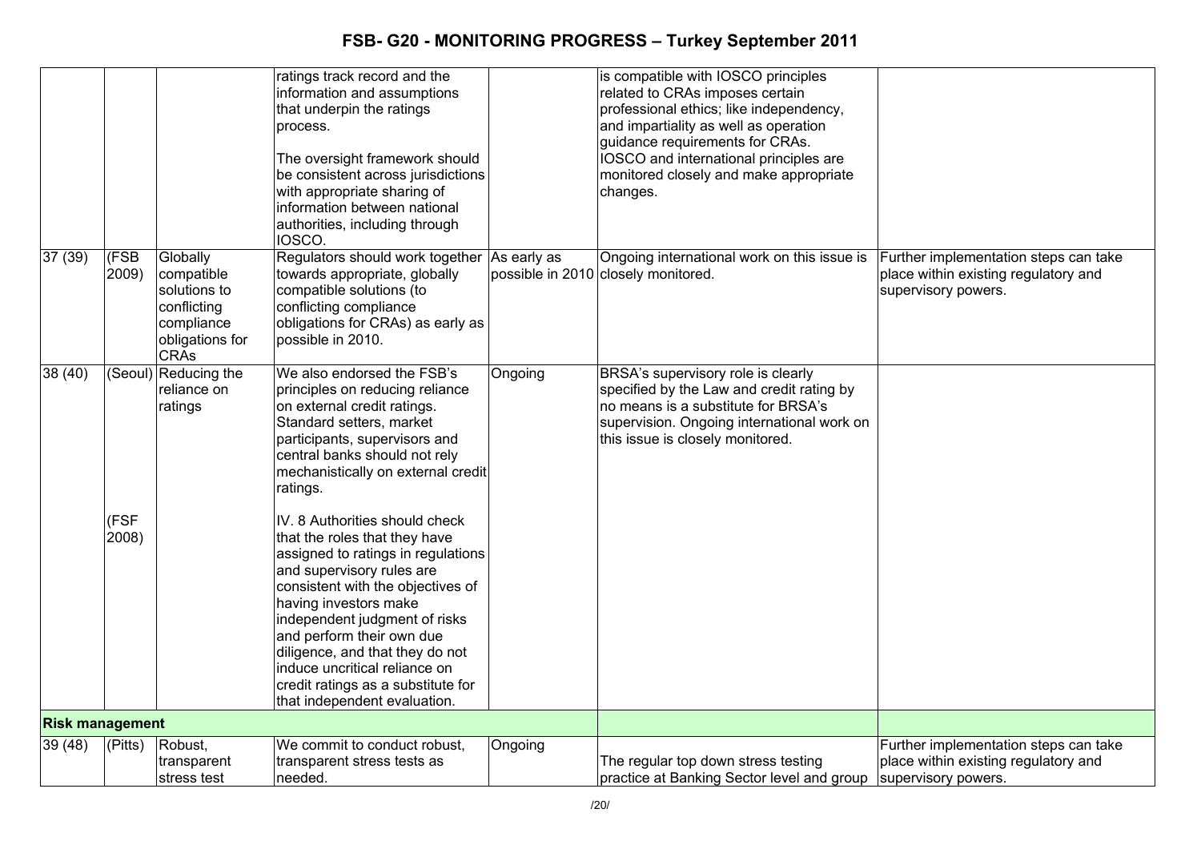| | | | ratings track record and the information and assumptions that underpin the ratings process.<br><br>The oversight framework should be consistent across jurisdictions with appropriate sharing of information between national authorities, including through IOSCO. | | is compatible with IOSCO principles related to CRAs imposes certain professional ethics; like independency, and impartiality as well as operation guidance requirements for CRAs. IOSCO and international principles are monitored closely and make appropriate changes. | |
|---|---|---|---|---|---|---|
| 37 (39) | (FSB 2009) | Globally compatible solutions to conflicting compliance obligations for CRAs | Regulators should work together towards appropriate, globally compatible solutions (to conflicting compliance obligations for CRAs) as early as possible in 2010. | As early as possible in 2010 | Ongoing international work on this issue is closely monitored. | Further implementation steps can take place within existing regulatory and supervisory powers. |
| 38 (40) | (Seoul)<br><br>(FSF 2008) | Reducing the reliance on ratings | We also endorsed the FSB's principles on reducing reliance on external credit ratings. Standard setters, market participants, supervisors and central banks should not rely mechanistically on external credit ratings.<br><br>IV. 8 Authorities should check that the roles that they have assigned to ratings in regulations and supervisory rules are consistent with the objectives of having investors make independent judgment of risks and perform their own due diligence, and that they do not induce uncritical reliance on credit ratings as a substitute for that independent evaluation. | Ongoing | BRSA's supervisory role is clearly specified by the Law and credit rating by no means is a substitute for BRSA's supervision. Ongoing international work on this issue is closely monitored. | |
| **Risk management** | | | | | | |
| 39 (48) | (Pitts) | Robust, transparent stress test | We commit to conduct robust, transparent stress tests as needed. | Ongoing | The regular top down stress testing practice at Banking Sector level and group | Further implementation steps can take place within existing regulatory and supervisory powers. |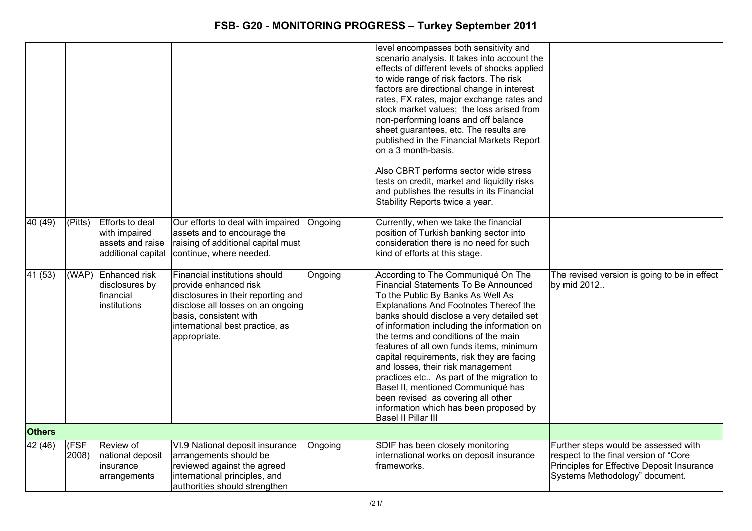| | | | | | | |
|---|---|---|---|---|---|---|
| | | | | | level encompasses both sensitivity and scenario analysis. It takes into account the effects of different levels of shocks applied to wide range of risk factors. The risk factors are directional change in interest rates, FX rates, major exchange rates and stock market values; the loss arised from non-performing loans and off balance sheet guarantees, etc. The results are published in the Financial Markets Report on a 3 month-basis.<br><br>Also CBRT performs sector wide stress tests on credit, market and liquidity risks and publishes the results in its Financial Stability Reports twice a year. | |
| 40 (49) | (Pitts) | Efforts to deal with impaired assets and raise additional capital | Our efforts to deal with impaired assets and to encourage the raising of additional capital must continue, where needed. | Ongoing | Currently, when we take the financial position of Turkish banking sector into consideration there is no need for such kind of efforts at this stage. | |
| 41 (53) | (WAP) | Enhanced risk disclosures by financial institutions | Financial institutions should provide enhanced risk disclosures in their reporting and disclose all losses on an ongoing basis, consistent with international best practice, as appropriate. | Ongoing | According to The Communiqué On The Financial Statements To Be Announced To the Public By Banks As Well As Explanations And Footnotes Thereof the banks should disclose a very detailed set of information including the information on the terms and conditions of the main features of all own funds items, minimum capital requirements, risk they are facing and losses, their risk management practices etc.. As part of the migration to Basel II, mentioned Communiqué has been revised as covering all other information which has been proposed by Basel II Pillar III | The revised version is going to be in effect by mid 2012.. |
| **Others** | | | | | | |
| 42 (46) | (FSF 2008) | Review of national deposit insurance arrangements | VI.9 National deposit insurance arrangements should be reviewed against the agreed international principles, and authorities should strengthen | Ongoing | SDIF has been closely monitoring international works on deposit insurance frameworks. | Further steps would be assessed with respect to the final version of "Core Principles for Effective Deposit Insurance Systems Methodology" document. |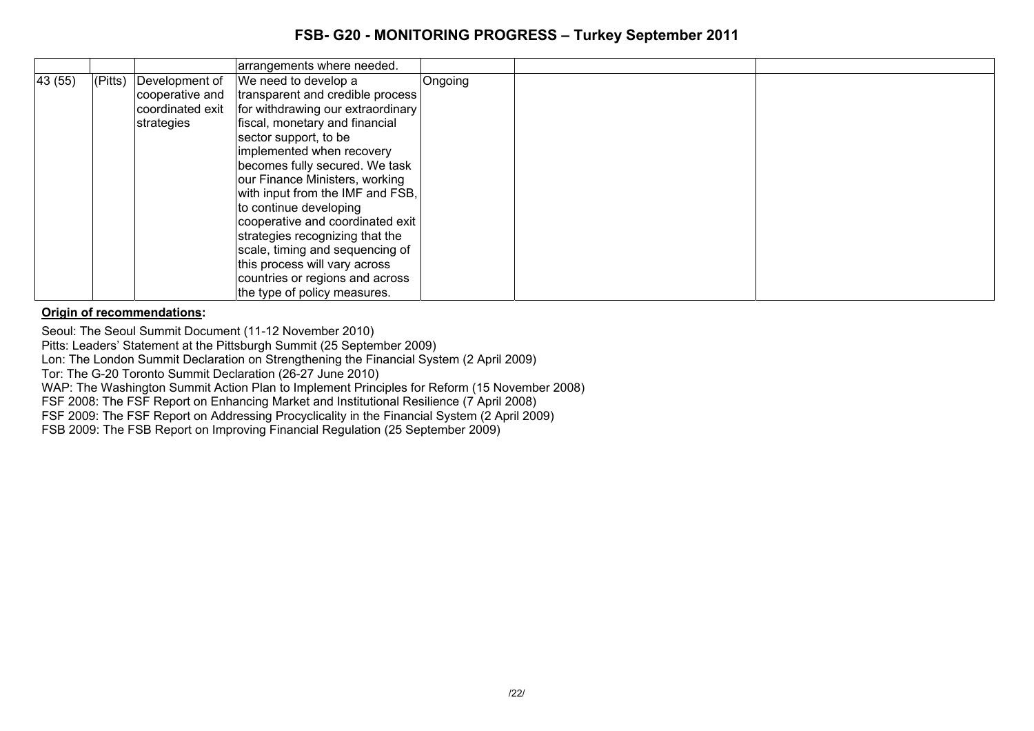| | | | | | | |
|---|---|---|---|---|---|---|
| | | | arrangements where needed. | | | |
| 43 (55) | (Pitts) | Development of cooperative and coordinated exit strategies | We need to develop a transparent and credible process for withdrawing our extraordinary fiscal, monetary and financial sector support, to be implemented when recovery becomes fully secured. We task our Finance Ministers, working with input from the IMF and FSB, to continue developing cooperative and coordinated exit strategies recognizing that the scale, timing and sequencing of this process will vary across countries or regions and across the type of policy measures. | Ongoing | | |

**Origin of recommendations:**

Seoul: The Seoul Summit Document (11-12 November 2010)
Pitts: Leaders' Statement at the Pittsburgh Summit (25 September 2009)
Lon: The London Summit Declaration on Strengthening the Financial System (2 April 2009)
Tor: The G-20 Toronto Summit Declaration (26-27 June 2010)
WAP: The Washington Summit Action Plan to Implement Principles for Reform (15 November 2008)
FSF 2008: The FSF Report on Enhancing Market and Institutional Resilience (7 April 2008)
FSF 2009: The FSF Report on Addressing Procyclicality in the Financial System (2 April 2009)
FSB 2009: The FSB Report on Improving Financial Regulation (25 September 2009)